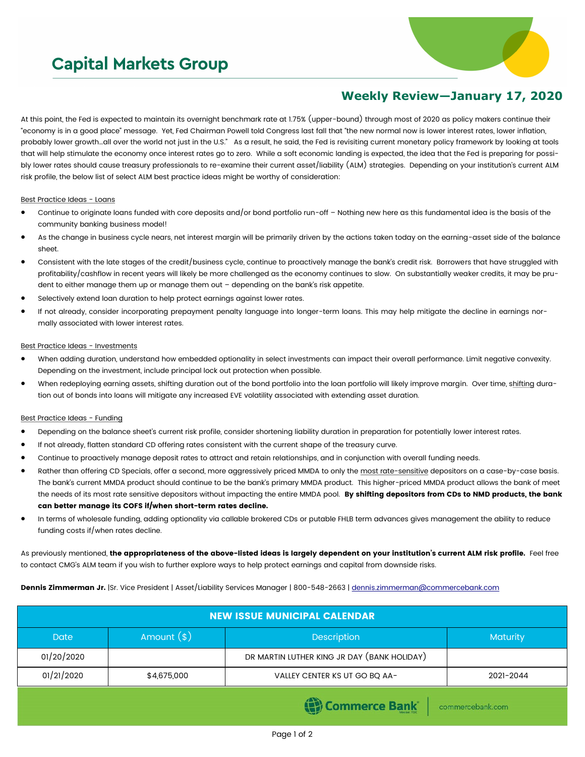# Capital Markets Group

## Weekly Review—January 17, 2020

At this point, the Fed is expected to maintain its overnight benchmark rate at 1.75% (upper-bound) through most of 2020 as policy makers continue their "economy is in a good place" message. Yet, Fed Chairman Powell told Congress last fall that "the new normal now is lower interest rates, lower inflation, probably lower growth…all over the world not just in the U.S." As a result, he said, the Fed is revisiting current monetary policy framework by looking at tools that will help stimulate the economy once interest rates go to zero. While a soft economic landing is expected, the idea that the Fed is preparing for possibly lower rates should cause treasury professionals to re-examine their current asset/liability (ALM) strategies. Depending on your institution's current ALM risk profile, the below list of select ALM best practice ideas might be worthy of consideration:

Best Practice Ideas - Loans

- Continue to originate loans funded with core deposits and/or bond portfolio run-off – Nothing new here as this fundamental idea is the basis of the community banking business model!
- As the change in business cycle nears, net interest margin will be primarily driven by the actions taken today on the earning-asset side of the balance sheet.
- Consistent with the late stages of the credit/business cycle, continue to proactively manage the bank's credit risk. Borrowers that have struggled with profitability/cashflow in recent years will likely be more challenged as the economy continues to slow. On substantially weaker credits, it may be prudent to either manage them up or manage them out – depending on the bank's risk appetite.
- Selectively extend loan duration to help protect earnings against lower rates.
- If not already, consider incorporating prepayment penalty language into longer-term loans. This may help mitigate the decline in earnings normally associated with lower interest rates.

Best Practice Ideas - Investments

- When adding duration, understand how embedded optionality in select investments can impact their overall performance. Limit negative convexity. Depending on the investment, include principal lock out protection when possible.
- When redeploying earning assets, shifting duration out of the bond portfolio into the loan portfolio will likely improve margin. Over time, shifting duration out of bonds into loans will mitigate any increased EVE volatility associated with extending asset duration.

Best Practice Ideas - Funding

- Depending on the balance sheet's current risk profile, consider shortening liability duration in preparation for potentially lower interest rates.
- If not already, flatten standard CD offering rates consistent with the current shape of the treasury curve.
- Continue to proactively manage deposit rates to attract and retain relationships, and in conjunction with overall funding needs.
- Rather than offering CD Specials, offer a second, more aggressively priced MMDA to only the most rate-sensitive depositors on a case-by-case basis. The bank's current MMDA product should continue to be the bank's primary MMDA product. This higher-priced MMDA product allows the bank of meet the needs of its most rate sensitive depositors without impacting the entire MMDA pool. **By shifting depositors from CDs to NMD products, the bank can better manage its COFS if/when short-term rates decline.**
- In terms of wholesale funding, adding optionality via callable brokered CDs or putable FHLB term advances gives management the ability to reduce funding costs if/when rates decline.

As previously mentioned, **the appropriateness of the above-listed ideas is largely dependent on your institution's current ALM risk profile.** Feel free to contact CMG's ALM team if you wish to further explore ways to help protect earnings and capital from downside risks.

**Dennis Zimmerman Jr.** |Sr. Vice President | Asset/Liability Services Manager | 800-548-2663 | dennis.zimmerman@commercebank.com

| NEW ISSUE MUNICIPAL CALENDAR | | | |
|---|---|---|---|
| Date | Amount ($) | Description | Maturity |
| 01/20/2020 | | DR MARTIN LUTHER KING JR DAY (BANK HOLIDAY) | |
| 01/21/2020 | $4,675,000 | VALLEY CENTER KS UT GO BQ AA- | 2021-2044 |

Commerce Bank | commercebank.com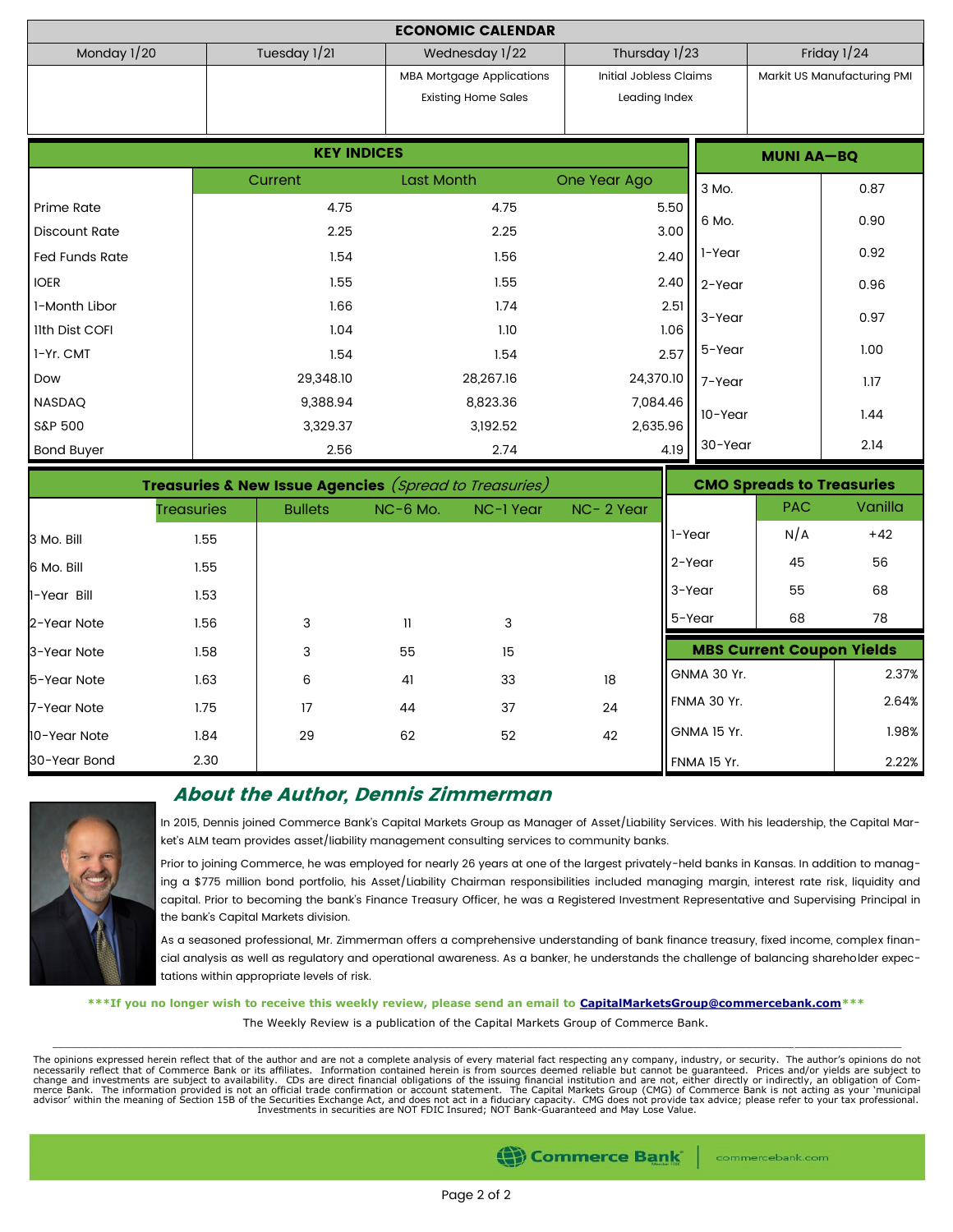## ECONOMIC CALENDAR

| Monday 1/20 | Tuesday 1/21 | Wednesday 1/22 | Thursday 1/23 | Friday 1/24 |
|---|---|---|---|---|
| | | MBA Mortgage Applications<br>Existing Home Sales | Initial Jobless Claims<br>Leading Index | Markit US Manufacturing PMI |

## KEY INDICES

| | Current | Last Month | One Year Ago |
|---|---|---|---|
| Prime Rate | 4.75 | 4.75 | 5.50 |
| Discount Rate | 2.25 | 2.25 | 3.00 |
| Fed Funds Rate | 1.54 | 1.56 | 2.40 |
| IOER | 1.55 | 1.55 | 2.40 |
| 1-Month Libor | 1.66 | 1.74 | 2.51 |
| 11th Dist COFI | 1.04 | 1.10 | 1.06 |
| 1-Yr. CMT | 1.54 | 1.54 | 2.57 |
| Dow | 29,348.10 | 28,267.16 | 24,370.10 |
| NASDAQ | 9,388.94 | 8,823.36 | 7,084.46 |
| S&P 500 | 3,329.37 | 3,192.52 | 2,635.96 |
| Bond Buyer | 2.56 | 2.74 | 4.19 |

## MUNI AA—BQ

| | |
|---|---|
| 3 Mo. | 0.87 |
| 6 Mo. | 0.90 |
| 1-Year | 0.92 |
| 2-Year | 0.96 |
| 3-Year | 0.97 |
| 5-Year | 1.00 |
| 7-Year | 1.17 |
| 10-Year | 1.44 |
| 30-Year | 2.14 |

## Treasuries & New Issue Agencies *(Spread to Treasuries)*

| | Treasuries | Bullets | NC-6 Mo. | NC-1 Year | NC- 2 Year |
|---|---|---|---|---|---|
| 3 Mo. Bill | 1.55 | | | | |
| 6 Mo. Bill | 1.55 | | | | |
| 1-Year Bill | 1.53 | | | | |
| 2-Year Note | 1.56 | 3 | 11 | 3 | |
| 3-Year Note | 1.58 | 3 | 55 | 15 | |
| 5-Year Note | 1.63 | 6 | 41 | 33 | 18 |
| 7-Year Note | 1.75 | 17 | 44 | 37 | 24 |
| 10-Year Note | 1.84 | 29 | 62 | 52 | 42 |
| 30-Year Bond | 2.30 | | | | |

## CMO Spreads to Treasuries

| | PAC | Vanilla |
|---|---|---|
| 1-Year | N/A | +42 |
| 2-Year | 45 | 56 |
| 3-Year | 55 | 68 |
| 5-Year | 68 | 78 |

## MBS Current Coupon Yields

| | |
|---|---|
| GNMA 30 Yr. | 2.37% |
| FNMA 30 Yr. | 2.64% |
| GNMA 15 Yr. | 1.98% |
| FNMA 15 Yr. | 2.22% |

## *About the Author, Dennis Zimmerman*

In 2015, Dennis joined Commerce Bank's Capital Markets Group as Manager of Asset/Liability Services. With his leadership, the Capital Market's ALM team provides asset/liability management consulting services to community banks.

Prior to joining Commerce, he was employed for nearly 26 years at one of the largest privately-held banks in Kansas. In addition to managing a $775 million bond portfolio, his Asset/Liability Chairman responsibilities included managing margin, interest rate risk, liquidity and capital. Prior to becoming the bank's Finance Treasury Officer, he was a Registered Investment Representative and Supervising Principal in the bank's Capital Markets division.

As a seasoned professional, Mr. Zimmerman offers a comprehensive understanding of bank finance treasury, fixed income, complex financial analysis as well as regulatory and operational awareness. As a banker, he understands the challenge of balancing shareholder expectations within appropriate levels of risk.

***If you no longer wish to receive this weekly review, please send an email to CapitalMarketsGroup@commercebank.com***

The Weekly Review is a publication of the Capital Markets Group of Commerce Bank.

The opinions expressed herein reflect that of the author and are not a complete analysis of every material fact respecting any company, industry, or security. The author's opinions do not necessarily reflect that of Commerce Bank or its affiliates. Information contained herein is from sources deemed reliable but cannot be guaranteed. Prices and/or yields are subject to change and investments are subject to availability. CDs are direct financial obligations of the issuing financial institution and are not, either directly or indirectly, an obligation of Commerce Bank. The information provided is not an official trade confirmation or account statement. The Capital Markets Group (CMG) of Commerce Bank is not acting as your 'municipal advisor' within the meaning of Section 15B of the Securities Exchange Act, and does not act in a fiduciary capacity. CMG does not provide tax advice; please refer to your tax professional. Investments in securities are NOT FDIC Insured; NOT Bank-Guaranteed and May Lose Value.

Commerce Bank | commercebank.com